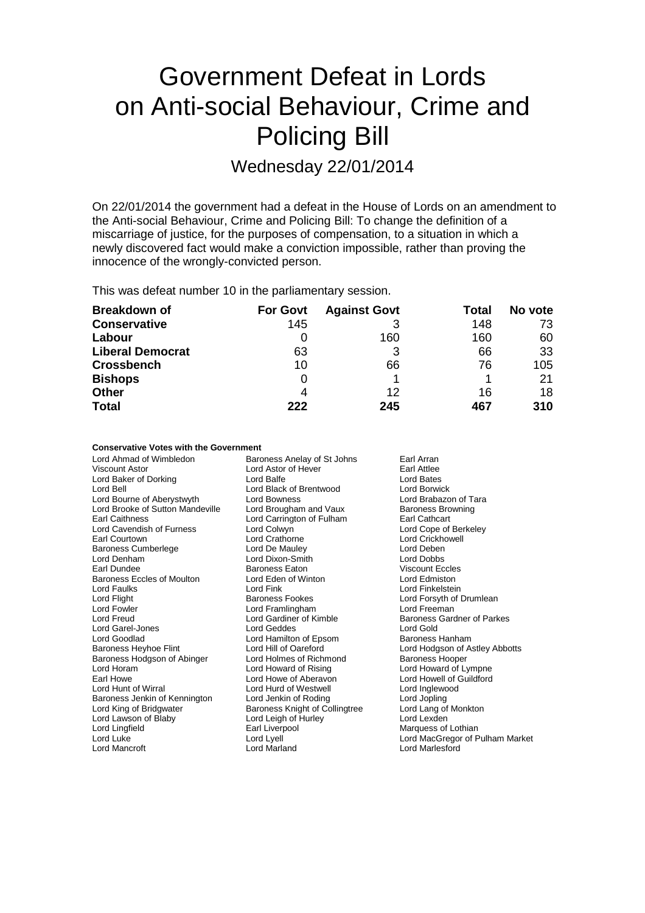# Government Defeat in Lords on Anti-social Behaviour, Crime and Policing Bill

## Wednesday 22/01/2014

On 22/01/2014 the government had a defeat in the House of Lords on an amendment to the Anti-social Behaviour, Crime and Policing Bill: To change the definition of a miscarriage of justice, for the purposes of compensation, to a situation in which a newly discovered fact would make a conviction impossible, rather than proving the innocence of the wrongly-convicted person.

This was defeat number 10 in the parliamentary session.

| Breakdown of | For Govt | Against Govt | Total | No vote |
|---|---|---|---|---|
| **Conservative** | 145 | 3 | 148 | 73 |
| **Labour** | 0 | 160 | 160 | 60 |
| **Liberal Democrat** | 63 | 3 | 66 | 33 |
| **Crossbench** | 10 | 66 | 76 | 105 |
| **Bishops** | 0 | 1 | 1 | 21 |
| **Other** | 4 | 12 | 16 | 18 |
| **Total** | **222** | **245** | **467** | **310** |

**Conservative Votes with the Government**

Lord Ahmad of Wimbledon
Baroness Anelay of St Johns
Earl Arran
Viscount Astor
Lord Astor of Hever
Earl Attlee
Lord Baker of Dorking
Lord Balfe
Lord Bates
Lord Bell
Lord Black of Brentwood
Lord Borwick
Lord Bourne of Aberystwyth
Lord Bowness
Lord Brabazon of Tara
Lord Brooke of Sutton Mandeville
Lord Brougham and Vaux
Baroness Browning
Earl Caithness
Lord Carrington of Fulham
Earl Cathcart
Lord Cavendish of Furness
Lord Colwyn
Lord Cope of Berkeley
Earl Courtown
Lord Crathorne
Lord Crickhowell
Baroness Cumberlege
Lord De Mauley
Lord Deben
Lord Denham
Lord Dixon-Smith
Lord Dobbs
Earl Dundee
Baroness Eaton
Viscount Eccles
Baroness Eccles of Moulton
Lord Eden of Winton
Lord Edmiston
Lord Faulks
Lord Fink
Lord Finkelstein
Lord Flight
Baroness Fookes
Lord Forsyth of Drumlean
Lord Fowler
Lord Framlingham
Lord Freeman
Lord Freud
Lord Gardiner of Kimble
Baroness Gardner of Parkes
Lord Garel-Jones
Lord Geddes
Lord Gold
Lord Goodlad
Lord Hamilton of Epsom
Baroness Hanham
Baroness Heyhoe Flint
Lord Hill of Oareford
Lord Hodgson of Astley Abbotts
Baroness Hodgson of Abinger
Lord Holmes of Richmond
Baroness Hooper
Lord Horam
Lord Howard of Rising
Lord Howard of Lympne
Earl Howe
Lord Howe of Aberavon
Lord Howell of Guildford
Lord Hunt of Wirral
Lord Hurd of Westwell
Lord Inglewood
Baroness Jenkin of Kennington
Lord Jenkin of Roding
Lord Jopling
Lord King of Bridgwater
Baroness Knight of Collingtree
Lord Lang of Monkton
Lord Lawson of Blaby
Lord Leigh of Hurley
Lord Lexden
Lord Lingfield
Earl Liverpool
Marquess of Lothian
Lord Luke
Lord Lyell
Lord MacGregor of Pulham Market
Lord Mancroft
Lord Marland
Lord Marlesford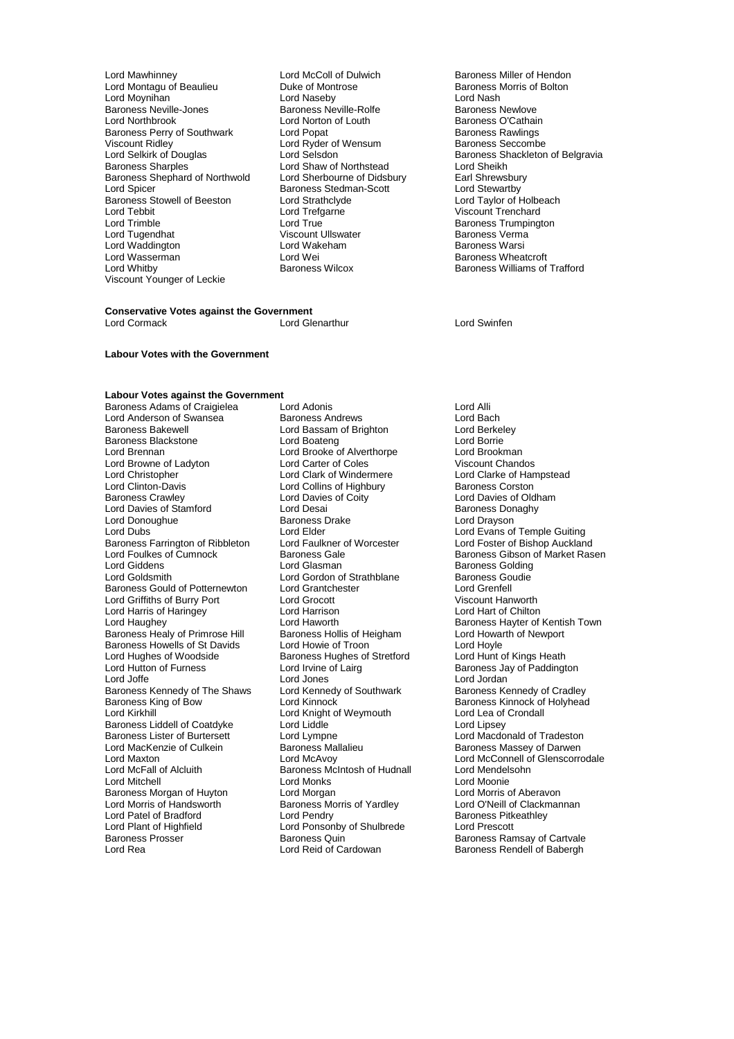Lord Mawhinney
Lord McColl of Dulwich
Baroness Miller of Hendon
Lord Montagu of Beaulieu
Duke of Montrose
Baroness Morris of Bolton
Lord Moynihan
Lord Naseby
Lord Nash
Baroness Neville-Jones
Baroness Neville-Rolfe
Baroness Newlove
Lord Northbrook
Lord Norton of Louth
Baroness O'Cathain
Baroness Perry of Southwark
Lord Popat
Baroness Rawlings
Viscount Ridley
Lord Ryder of Wensum
Baroness Seccombe
Lord Selkirk of Douglas
Lord Selsdon
Baroness Shackleton of Belgravia
Baroness Sharples
Lord Shaw of Northstead
Lord Sheikh
Baroness Shephard of Northwold
Lord Sherbourne of Didsbury
Earl Shrewsbury
Lord Spicer
Baroness Stedman-Scott
Lord Stewartby
Baroness Stowell of Beeston
Lord Strathclyde
Lord Taylor of Holbeach
Lord Tebbit
Lord Trefgarne
Viscount Trenchard
Lord Trimble
Lord True
Baroness Trumpington
Lord Tugendhat
Viscount Ullswater
Baroness Verma
Lord Waddington
Lord Wakeham
Baroness Warsi
Lord Wasserman
Lord Wei
Baroness Wheatcroft
Lord Whitby
Baroness Wilcox
Baroness Williams of Trafford
Viscount Younger of Leckie

**Conservative Votes against the Government**

Lord Cormack
Lord Glenarthur
Lord Swinfen

**Labour Votes with the Government**

**Labour Votes against the Government**

Baroness Adams of Craigielea
Lord Adonis
Lord Alli
Lord Anderson of Swansea
Baroness Andrews
Lord Bach
Baroness Bakewell
Lord Bassam of Brighton
Lord Berkeley
Baroness Blackstone
Lord Boateng
Lord Borrie
Lord Brennan
Lord Brooke of Alverthorpe
Lord Brookman
Lord Browne of Ladyton
Lord Carter of Coles
Viscount Chandos
Lord Christopher
Lord Clark of Windermere
Lord Clarke of Hampstead
Lord Clinton-Davis
Lord Collins of Highbury
Baroness Corston
Baroness Crawley
Lord Davies of Coity
Lord Davies of Oldham
Lord Davies of Stamford
Lord Desai
Baroness Donaghy
Lord Donoughue
Baroness Drake
Lord Drayson
Lord Dubs
Lord Elder
Lord Evans of Temple Guiting
Baroness Farrington of Ribbleton
Lord Faulkner of Worcester
Lord Foster of Bishop Auckland
Lord Foulkes of Cumnock
Baroness Gale
Baroness Gibson of Market Rasen
Lord Giddens
Lord Glasman
Baroness Golding
Lord Goldsmith
Lord Gordon of Strathblane
Baroness Goudie
Baroness Gould of Potternewton
Lord Grantchester
Lord Grenfell
Lord Griffiths of Burry Port
Lord Grocott
Viscount Hanworth
Lord Harris of Haringey
Lord Harrison
Lord Hart of Chilton
Lord Haughey
Lord Haworth
Baroness Hayter of Kentish Town
Baroness Healy of Primrose Hill
Baroness Hollis of Heigham
Lord Howarth of Newport
Baroness Howells of St Davids
Lord Howie of Troon
Lord Hoyle
Lord Hughes of Woodside
Baroness Hughes of Stretford
Lord Hunt of Kings Heath
Lord Hutton of Furness
Lord Irvine of Lairg
Baroness Jay of Paddington
Lord Joffe
Lord Jones
Lord Jordan
Baroness Kennedy of The Shaws
Lord Kennedy of Southwark
Baroness Kennedy of Cradley
Baroness King of Bow
Lord Kinnock
Baroness Kinnock of Holyhead
Lord Kirkhill
Lord Knight of Weymouth
Lord Lea of Crondall
Baroness Liddell of Coatdyke
Lord Liddle
Lord Lipsey
Baroness Lister of Burtersett
Lord Lympne
Lord Macdonald of Tradeston
Lord MacKenzie of Culkein
Baroness Mallalieu
Baroness Massey of Darwen
Lord Maxton
Lord McAvoy
Lord McConnell of Glenscorrodale
Lord McFall of Alcluith
Baroness McIntosh of Hudnall
Lord Mendelsohn
Lord Mitchell
Lord Monks
Lord Moonie
Baroness Morgan of Huyton
Lord Morgan
Lord Morris of Aberavon
Lord Morris of Handsworth
Baroness Morris of Yardley
Lord O'Neill of Clackmannan
Lord Patel of Bradford
Lord Pendry
Baroness Pitkeathley
Lord Plant of Highfield
Lord Ponsonby of Shulbrede
Lord Prescott
Baroness Prosser
Baroness Quin
Baroness Ramsay of Cartvale
Lord Rea
Lord Reid of Cardowan
Baroness Rendell of Babergh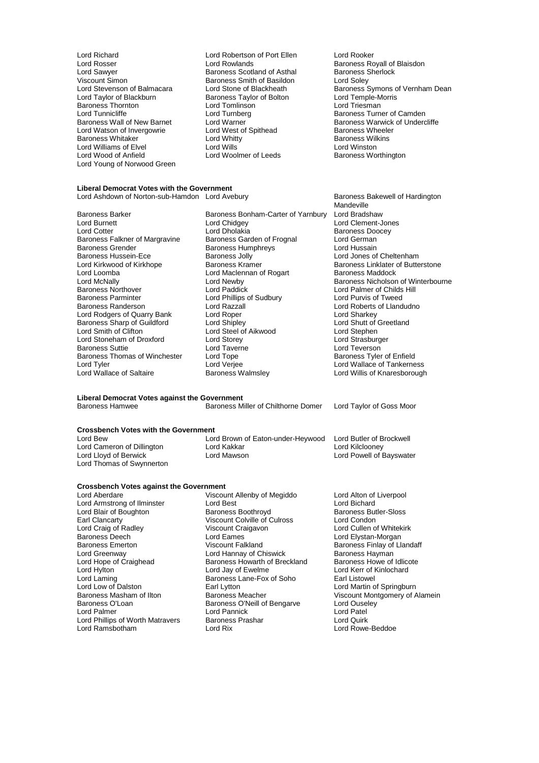Lord Richard
Lord Robertson of Port Ellen
Lord Rooker
Lord Rosser
Lord Rowlands
Baroness Royall of Blaisdon
Lord Sawyer
Baroness Scotland of Asthal
Baroness Sherlock
Viscount Simon
Baroness Smith of Basildon
Lord Soley
Lord Stevenson of Balmacara
Lord Stone of Blackheath
Baroness Symons of Vernham Dean
Lord Taylor of Blackburn
Baroness Taylor of Bolton
Lord Temple-Morris
Baroness Thornton
Lord Tomlinson
Lord Triesman
Lord Tunnicliffe
Lord Turnberg
Baroness Turner of Camden
Baroness Wall of New Barnet
Lord Warner
Baroness Warwick of Undercliffe
Lord Watson of Invergowrie
Lord West of Spithead
Baroness Wheeler
Baroness Whitaker
Lord Whitty
Baroness Wilkins
Lord Williams of Elvel
Lord Wills
Lord Winston
Lord Wood of Anfield
Lord Woolmer of Leeds
Baroness Worthington
Lord Young of Norwood Green

**Liberal Democrat Votes with the Government**

Lord Ashdown of Norton-sub-Hamdon
Lord Avebury
Baroness Bakewell of Hardington Mandeville
Baroness Barker
Baroness Bonham-Carter of Yarnbury
Lord Bradshaw
Lord Burnett
Lord Chidgey
Lord Clement-Jones
Lord Cotter
Lord Dholakia
Baroness Doocey
Baroness Falkner of Margravine
Baroness Garden of Frognal
Lord German
Baroness Grender
Baroness Humphreys
Lord Hussain
Baroness Hussein-Ece
Baroness Jolly
Lord Jones of Cheltenham
Lord Kirkwood of Kirkhope
Baroness Kramer
Baroness Linklater of Butterstone
Lord Loomba
Lord Maclennan of Rogart
Baroness Maddock
Lord McNally
Lord Newby
Baroness Nicholson of Winterbourne
Baroness Northover
Lord Paddick
Lord Palmer of Childs Hill
Baroness Parminter
Lord Phillips of Sudbury
Lord Purvis of Tweed
Baroness Randerson
Lord Razzall
Lord Roberts of Llandudno
Lord Rodgers of Quarry Bank
Lord Roper
Lord Sharkey
Baroness Sharp of Guildford
Lord Shipley
Lord Shutt of Greetland
Lord Smith of Clifton
Lord Steel of Aikwood
Lord Stephen
Lord Stoneham of Droxford
Lord Storey
Lord Strasburger
Baroness Suttie
Lord Taverne
Lord Teverson
Baroness Thomas of Winchester
Lord Tope
Baroness Tyler of Enfield
Lord Tyler
Lord Verjee
Lord Wallace of Tankerness
Lord Wallace of Saltaire
Baroness Walmsley
Lord Willis of Knaresborough

**Liberal Democrat Votes against the Government**

Baroness Hamwee
Baroness Miller of Chilthorne Domer
Lord Taylor of Goss Moor

**Crossbench Votes with the Government**

Lord Bew
Lord Brown of Eaton-under-Heywood
Lord Butler of Brockwell
Lord Cameron of Dillington
Lord Kakkar
Lord Kilclooney
Lord Lloyd of Berwick
Lord Mawson
Lord Powell of Bayswater
Lord Thomas of Swynnerton

**Crossbench Votes against the Government**

Lord Aberdare
Viscount Allenby of Megiddo
Lord Alton of Liverpool
Lord Armstrong of Ilminster
Lord Best
Lord Bichard
Lord Blair of Boughton
Baroness Boothroyd
Baroness Butler-Sloss
Earl Clancarty
Viscount Colville of Culross
Lord Condon
Lord Craig of Radley
Viscount Craigavon
Lord Cullen of Whitekirk
Baroness Deech
Lord Eames
Lord Elystan-Morgan
Baroness Emerton
Viscount Falkland
Baroness Finlay of Llandaff
Lord Greenway
Lord Hannay of Chiswick
Baroness Hayman
Lord Hope of Craighead
Baroness Howarth of Breckland
Baroness Howe of Idlicote
Lord Hylton
Lord Jay of Ewelme
Lord Kerr of Kinlochard
Lord Laming
Baroness Lane-Fox of Soho
Earl Listowel
Lord Low of Dalston
Earl Lytton
Lord Martin of Springburn
Baroness Masham of Ilton
Baroness Meacher
Viscount Montgomery of Alamein
Baroness O'Loan
Baroness O'Neill of Bengarve
Lord Ouseley
Lord Palmer
Lord Pannick
Lord Patel
Lord Phillips of Worth Matravers
Baroness Prashar
Lord Quirk
Lord Ramsbotham
Lord Rix
Lord Rowe-Beddoe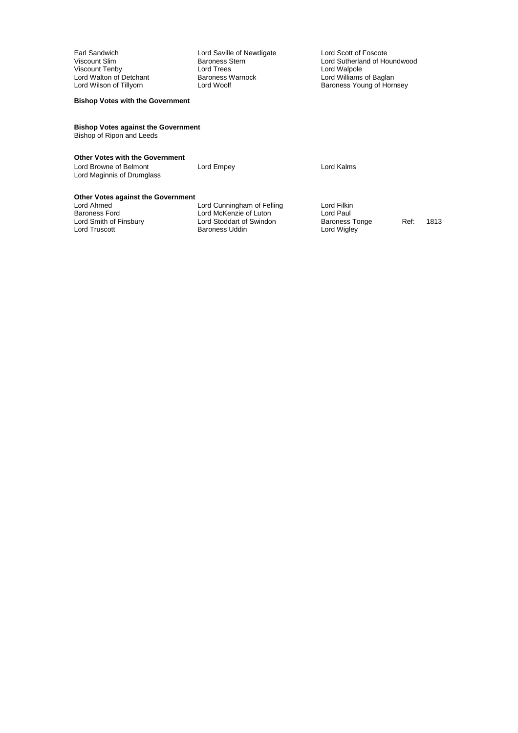Earl Sandwich
Lord Saville of Newdigate
Lord Scott of Foscote
Viscount Slim
Baroness Stern
Lord Sutherland of Houndwood
Viscount Tenby
Lord Trees
Lord Walpole
Lord Walton of Detchant
Baroness Warnock
Lord Williams of Baglan
Lord Wilson of Tillyorn
Lord Woolf
Baroness Young of Hornsey

**Bishop Votes with the Government**

**Bishop Votes against the Government**

Bishop of Ripon and Leeds

**Other Votes with the Government**

Lord Browne of Belmont
Lord Empey
Lord Kalms
Lord Maginnis of Drumglass

**Other Votes against the Government**

Lord Ahmed
Lord Cunningham of Felling
Lord Filkin
Baroness Ford
Lord McKenzie of Luton
Lord Paul
Lord Smith of Finsbury
Lord Stoddart of Swindon
Baroness Tonge
Lord Truscott
Baroness Uddin
Lord Wigley

Ref: 1813